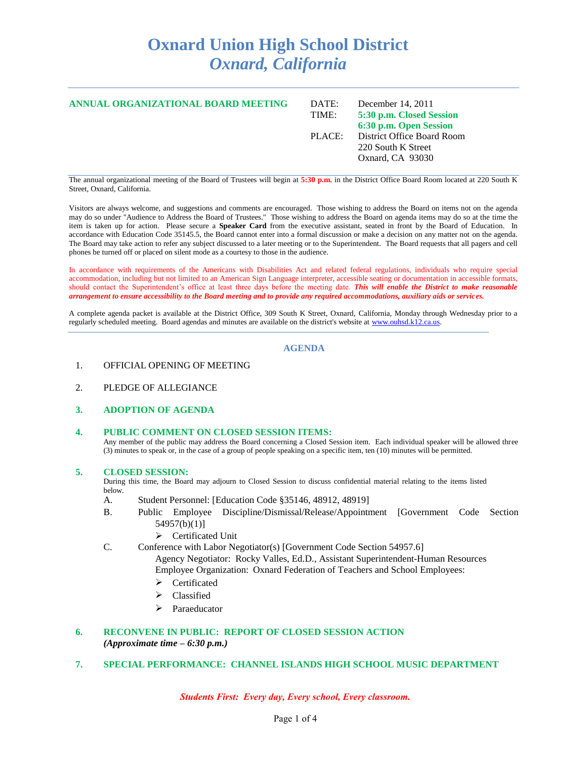# Oxnard Union High School District
## *Oxnard, California*

**ANNUAL ORGANIZATIONAL BOARD MEETING**

DATE: December 14, 2011
TIME: **5:30 p.m. Closed Session**
**6:30 p.m. Open Session**
PLACE: District Office Board Room
220 South K Street
Oxnard, CA 93030

The annual organizational meeting of the Board of Trustees will begin at **5:30 p.m.** in the District Office Board Room located at 220 South K Street, Oxnard, California.

Visitors are always welcome, and suggestions and comments are encouraged. Those wishing to address the Board on items not on the agenda may do so under "Audience to Address the Board of Trustees." Those wishing to address the Board on agenda items may do so at the time the item is taken up for action. Please secure a **Speaker Card** from the executive assistant, seated in front by the Board of Education. In accordance with Education Code 35145.5, the Board cannot enter into a formal discussion or make a decision on any matter not on the agenda. The Board may take action to refer any subject discussed to a later meeting or to the Superintendent. The Board requests that all pagers and cell phones be turned off or placed on silent mode as a courtesy to those in the audience.

In accordance with requirements of the Americans with Disabilities Act and related federal regulations, individuals who require special accommodation, including but not limited to an American Sign Language interpreter, accessible seating or documentation in accessible formats, should contact the Superintendent's office at least three days before the meeting date. ***This will enable the District to make reasonable arrangement to ensure accessibility to the Board meeting and to provide any required accommodations, auxiliary aids or services.***

A complete agenda packet is available at the District Office, 309 South K Street, Oxnard, California, Monday through Wednesday prior to a regularly scheduled meeting. Board agendas and minutes are available on the district's website at www.ouhsd.k12.ca.us.

## AGENDA

1. OFFICIAL OPENING OF MEETING

2. PLEDGE OF ALLEGIANCE

3. **ADOPTION OF AGENDA**

4. **PUBLIC COMMENT ON CLOSED SESSION ITEMS:**
   Any member of the public may address the Board concerning a Closed Session item. Each individual speaker will be allowed three (3) minutes to speak or, in the case of a group of people speaking on a specific item, ten (10) minutes will be permitted.

5. **CLOSED SESSION:**
   During this time, the Board may adjourn to Closed Session to discuss confidential material relating to the items listed below.
   - A. Student Personnel: [Education Code §35146, 48912, 48919]
   - B. Public Employee Discipline/Dismissal/Release/Appointment [Government Code Section 54957(b)(1)]
     - Certificated Unit
   - C. Conference with Labor Negotiator(s) [Government Code Section 54957.6]
     Agency Negotiator: Rocky Valles, Ed.D., Assistant Superintendent-Human Resources
     Employee Organization: Oxnard Federation of Teachers and School Employees:
     - Certificated
     - Classified
     - Paraeducator

6. **RECONVENE IN PUBLIC: REPORT OF CLOSED SESSION ACTION**
   ***(Approximate time – 6:30 p.m.)***

7. **SPECIAL PERFORMANCE: CHANNEL ISLANDS HIGH SCHOOL MUSIC DEPARTMENT**

***Students First: Every day, Every school, Every classroom.***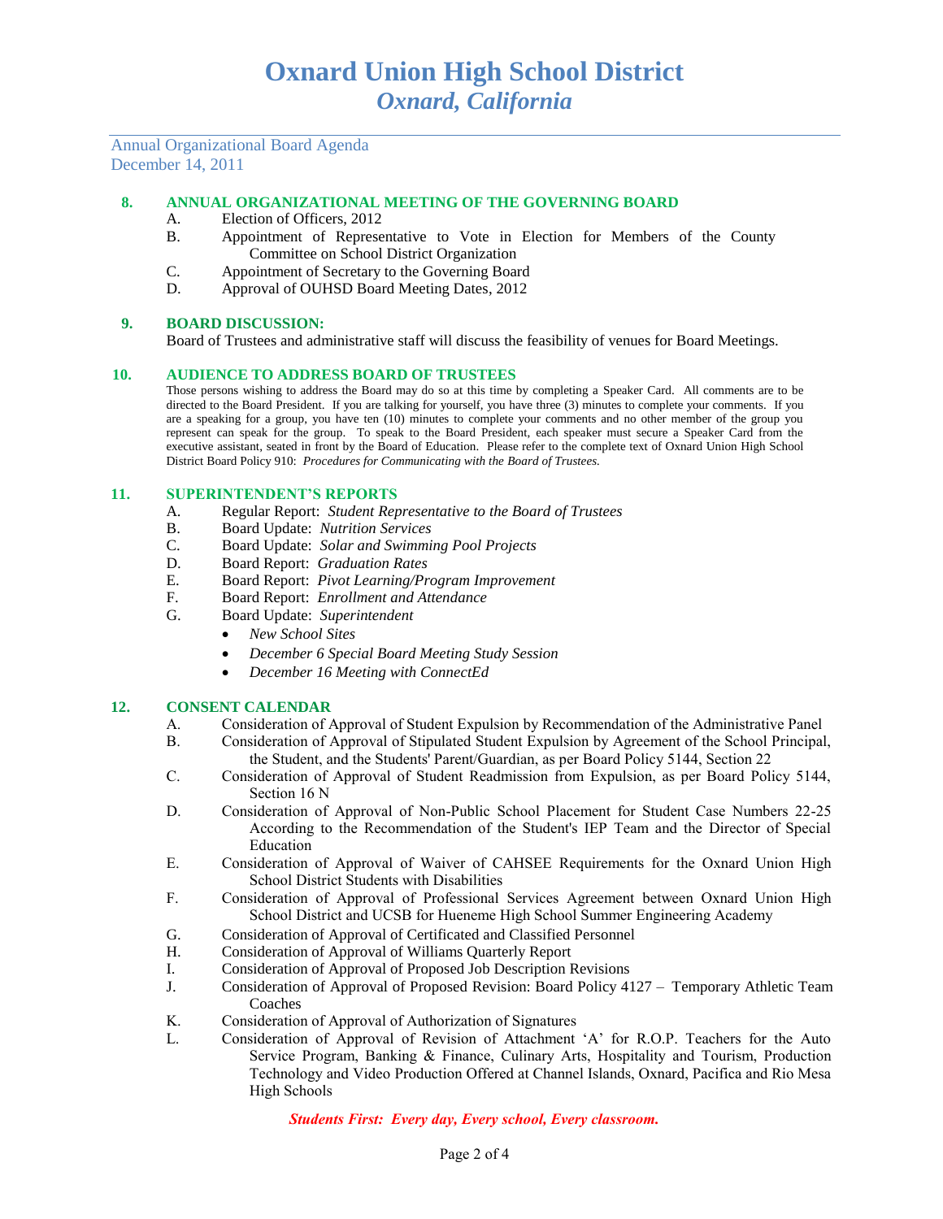# Oxnard Union High School District
## *Oxnard, California*

Annual Organizational Board Agenda
December 14, 2011

### 8. ANNUAL ORGANIZATIONAL MEETING OF THE GOVERNING BOARD

A. Election of Officers, 2012
B. Appointment of Representative to Vote in Election for Members of the County Committee on School District Organization
C. Appointment of Secretary to the Governing Board
D. Approval of OUHSD Board Meeting Dates, 2012

### 9. BOARD DISCUSSION:

Board of Trustees and administrative staff will discuss the feasibility of venues for Board Meetings.

### 10. AUDIENCE TO ADDRESS BOARD OF TRUSTEES

Those persons wishing to address the Board may do so at this time by completing a Speaker Card. All comments are to be directed to the Board President. If you are talking for yourself, you have three (3) minutes to complete your comments. If you are a speaking for a group, you have ten (10) minutes to complete your comments and no other member of the group you represent can speak for the group. To speak to the Board President, each speaker must secure a Speaker Card from the executive assistant, seated in front by the Board of Education. Please refer to the complete text of Oxnard Union High School District Board Policy 910: *Procedures for Communicating with the Board of Trustees.*

### 11. SUPERINTENDENT'S REPORTS

A. Regular Report: *Student Representative to the Board of Trustees*
B. Board Update: *Nutrition Services*
C. Board Update: *Solar and Swimming Pool Projects*
D. Board Report: *Graduation Rates*
E. Board Report: *Pivot Learning/Program Improvement*
F. Board Report: *Enrollment and Attendance*
G. Board Update: *Superintendent*
- *New School Sites*
- *December 6 Special Board Meeting Study Session*
- *December 16 Meeting with ConnectEd*

### 12. CONSENT CALENDAR

A. Consideration of Approval of Student Expulsion by Recommendation of the Administrative Panel
B. Consideration of Approval of Stipulated Student Expulsion by Agreement of the School Principal, the Student, and the Students' Parent/Guardian, as per Board Policy 5144, Section 22
C. Consideration of Approval of Student Readmission from Expulsion, as per Board Policy 5144, Section 16 N
D. Consideration of Approval of Non-Public School Placement for Student Case Numbers 22-25 According to the Recommendation of the Student's IEP Team and the Director of Special Education
E. Consideration of Approval of Waiver of CAHSEE Requirements for the Oxnard Union High School District Students with Disabilities
F. Consideration of Approval of Professional Services Agreement between Oxnard Union High School District and UCSB for Hueneme High School Summer Engineering Academy
G. Consideration of Approval of Certificated and Classified Personnel
H. Consideration of Approval of Williams Quarterly Report
I. Consideration of Approval of Proposed Job Description Revisions
J. Consideration of Approval of Proposed Revision: Board Policy 4127 – Temporary Athletic Team Coaches
K. Consideration of Approval of Authorization of Signatures
L. Consideration of Approval of Revision of Attachment 'A' for R.O.P. Teachers for the Auto Service Program, Banking & Finance, Culinary Arts, Hospitality and Tourism, Production Technology and Video Production Offered at Channel Islands, Oxnard, Pacifica and Rio Mesa High Schools

*Students First: Every day, Every school, Every classroom.*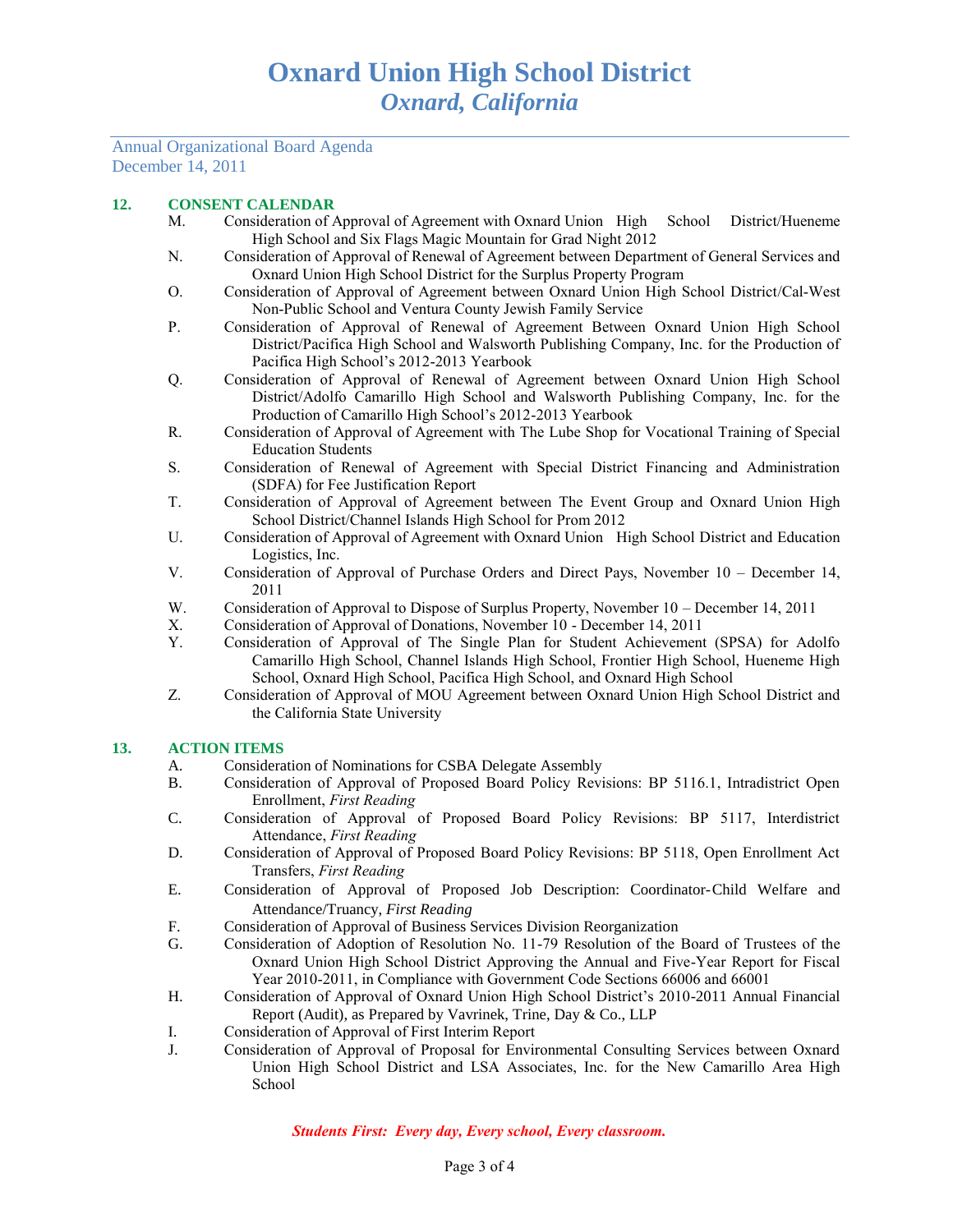# Oxnard Union High School District
## *Oxnard, California*

Annual Organizational Board Agenda
December 14, 2011

**12. CONSENT CALENDAR**

M. Consideration of Approval of Agreement with Oxnard Union High School District/Hueneme High School and Six Flags Magic Mountain for Grad Night 2012

N. Consideration of Approval of Renewal of Agreement between Department of General Services and Oxnard Union High School District for the Surplus Property Program

O. Consideration of Approval of Agreement between Oxnard Union High School District/Cal-West Non-Public School and Ventura County Jewish Family Service

P. Consideration of Approval of Renewal of Agreement Between Oxnard Union High School District/Pacifica High School and Walsworth Publishing Company, Inc. for the Production of Pacifica High School's 2012-2013 Yearbook

Q. Consideration of Approval of Renewal of Agreement between Oxnard Union High School District/Adolfo Camarillo High School and Walsworth Publishing Company, Inc. for the Production of Camarillo High School's 2012-2013 Yearbook

R. Consideration of Approval of Agreement with The Lube Shop for Vocational Training of Special Education Students

S. Consideration of Renewal of Agreement with Special District Financing and Administration (SDFA) for Fee Justification Report

T. Consideration of Approval of Agreement between The Event Group and Oxnard Union High School District/Channel Islands High School for Prom 2012

U. Consideration of Approval of Agreement with Oxnard Union High School District and Education Logistics, Inc.

V. Consideration of Approval of Purchase Orders and Direct Pays, November 10 – December 14, 2011

W. Consideration of Approval to Dispose of Surplus Property, November 10 – December 14, 2011

X. Consideration of Approval of Donations, November 10 - December 14, 2011

Y. Consideration of Approval of The Single Plan for Student Achievement (SPSA) for Adolfo Camarillo High School, Channel Islands High School, Frontier High School, Hueneme High School, Oxnard High School, Pacifica High School, and Oxnard High School

Z. Consideration of Approval of MOU Agreement between Oxnard Union High School District and the California State University

**13. ACTION ITEMS**

A. Consideration of Nominations for CSBA Delegate Assembly

B. Consideration of Approval of Proposed Board Policy Revisions: BP 5116.1, Intradistrict Open Enrollment, *First Reading*

C. Consideration of Approval of Proposed Board Policy Revisions: BP 5117, Interdistrict Attendance, *First Reading*

D. Consideration of Approval of Proposed Board Policy Revisions: BP 5118, Open Enrollment Act Transfers, *First Reading*

E. Consideration of Approval of Proposed Job Description: Coordinator-Child Welfare and Attendance/Truancy, *First Reading*

F. Consideration of Approval of Business Services Division Reorganization

G. Consideration of Adoption of Resolution No. 11-79 Resolution of the Board of Trustees of the Oxnard Union High School District Approving the Annual and Five-Year Report for Fiscal Year 2010-2011, in Compliance with Government Code Sections 66006 and 66001

H. Consideration of Approval of Oxnard Union High School District's 2010-2011 Annual Financial Report (Audit), as Prepared by Vavrinek, Trine, Day & Co., LLP

I. Consideration of Approval of First Interim Report

J. Consideration of Approval of Proposal for Environmental Consulting Services between Oxnard Union High School District and LSA Associates, Inc. for the New Camarillo Area High School

*Students First: Every day, Every school, Every classroom.*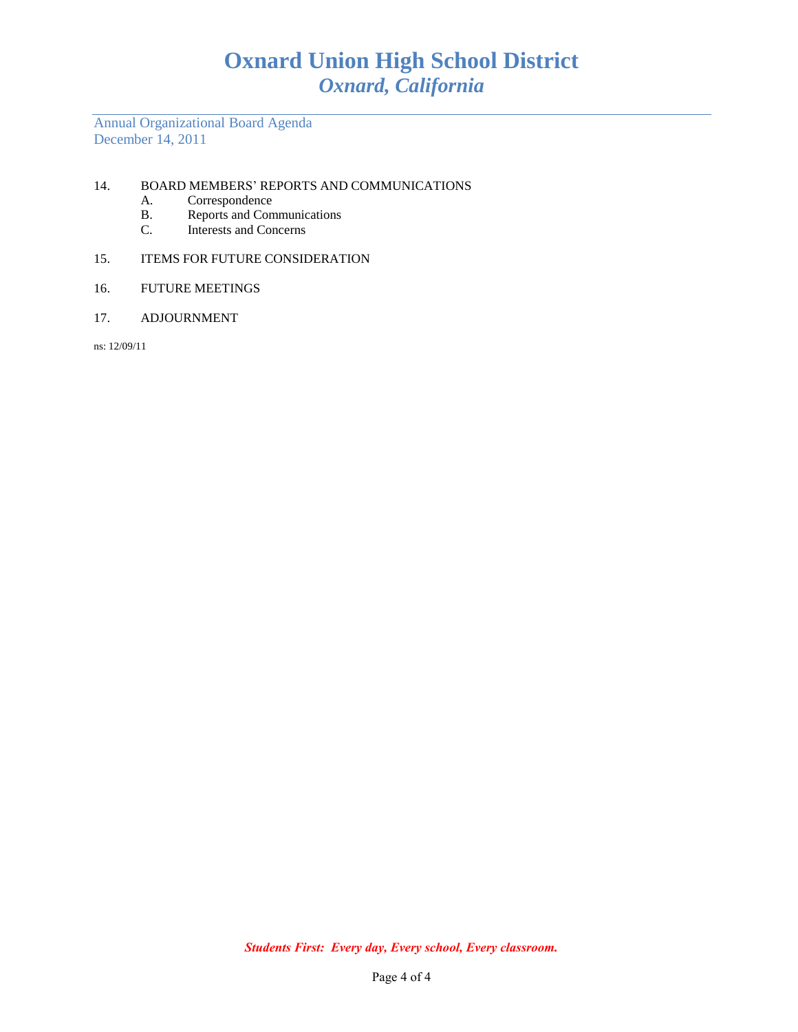14. BOARD MEMBERS' REPORTS AND COMMUNICATIONS
    A. Correspondence
    B. Reports and Communications
    C. Interests and Concerns

15. ITEMS FOR FUTURE CONSIDERATION

16. FUTURE MEETINGS

17. ADJOURNMENT

ns: 12/09/11